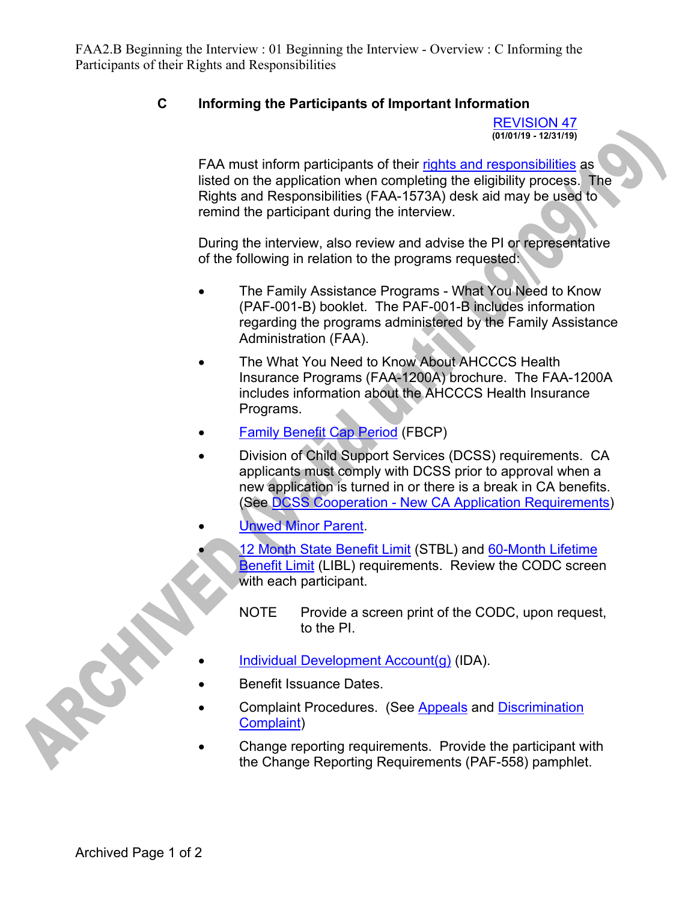## C Informing the Participants of Important Information

REVISION 47
**(01/01/19 - 12/31/19)**

FAA must inform participants of their rights and responsibilities as listed on the application when completing the eligibility process. The Rights and Responsibilities (FAA-1573A) desk aid may be used to remind the participant during the interview.

During the interview, also review and advise the PI or representative of the following in relation to the programs requested:

- The Family Assistance Programs - What You Need to Know (PAF-001-B) booklet. The PAF-001-B includes information regarding the programs administered by the Family Assistance Administration (FAA).
- The What You Need to Know About AHCCCS Health Insurance Programs (FAA-1200A) brochure. The FAA-1200A includes information about the AHCCCS Health Insurance Programs.
- Family Benefit Cap Period (FBCP)
- Division of Child Support Services (DCSS) requirements. CA applicants must comply with DCSS prior to approval when a new application is turned in or there is a break in CA benefits. (See DCSS Cooperation - New CA Application Requirements)
- Unwed Minor Parent.
- 12 Month State Benefit Limit (STBL) and 60-Month Lifetime Benefit Limit (LIBL) requirements. Review the CODC screen with each participant.

  NOTE Provide a screen print of the CODC, upon request, to the PI.

- Individual Development Account(g) (IDA).
- Benefit Issuance Dates.
- Complaint Procedures. (See Appeals and Discrimination Complaint)
- Change reporting requirements. Provide the participant with the Change Reporting Requirements (PAF-558) pamphlet.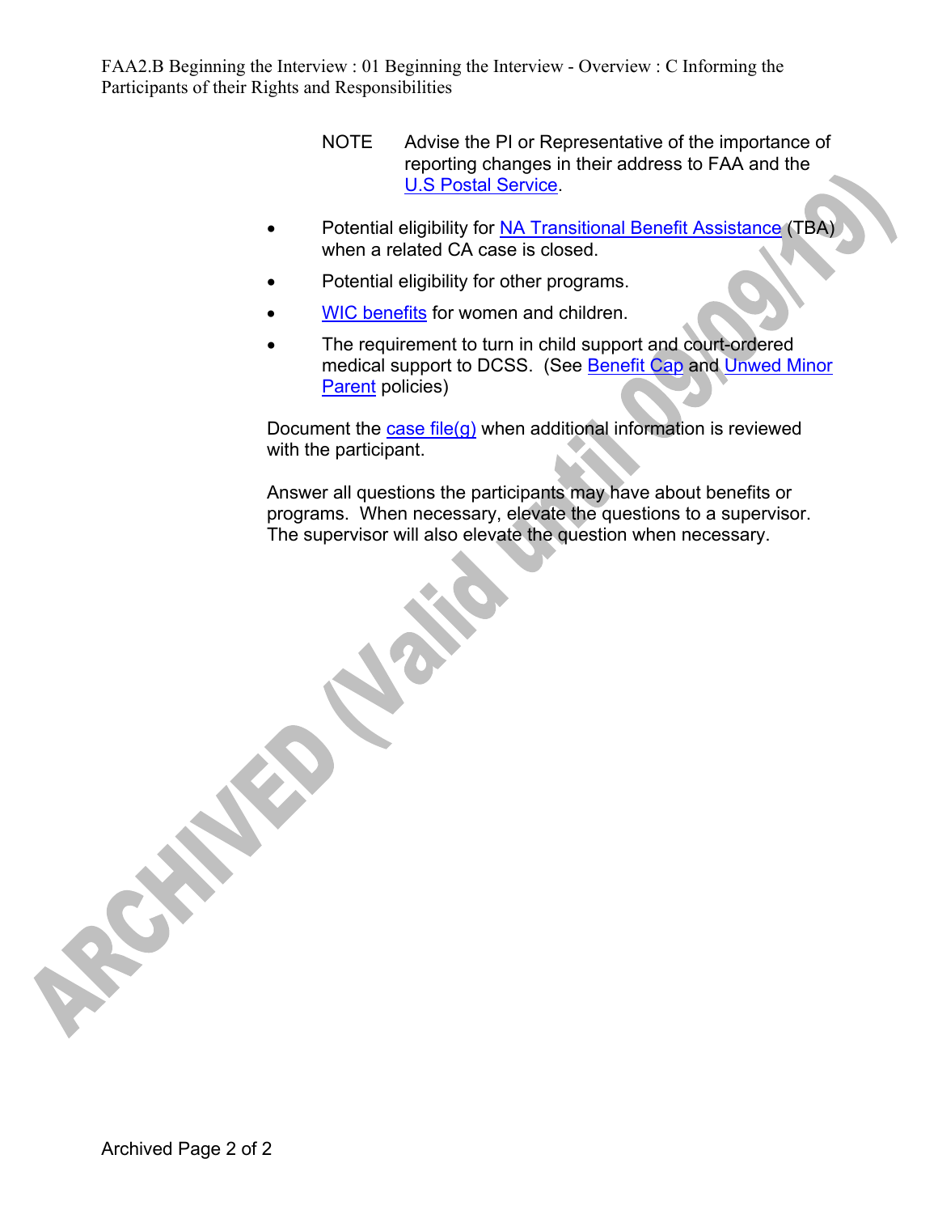NOTE Advise the PI or Representative of the importance of reporting changes in their address to FAA and the U.S Postal Service.

- Potential eligibility for NA Transitional Benefit Assistance (TBA) when a related CA case is closed.
- Potential eligibility for other programs.
- WIC benefits for women and children.
- The requirement to turn in child support and court-ordered medical support to DCSS. (See Benefit Cap and Unwed Minor Parent policies)

Document the case file(g) when additional information is reviewed with the participant.

Answer all questions the participants may have about benefits or programs. When necessary, elevate the questions to a supervisor. The supervisor will also elevate the question when necessary.